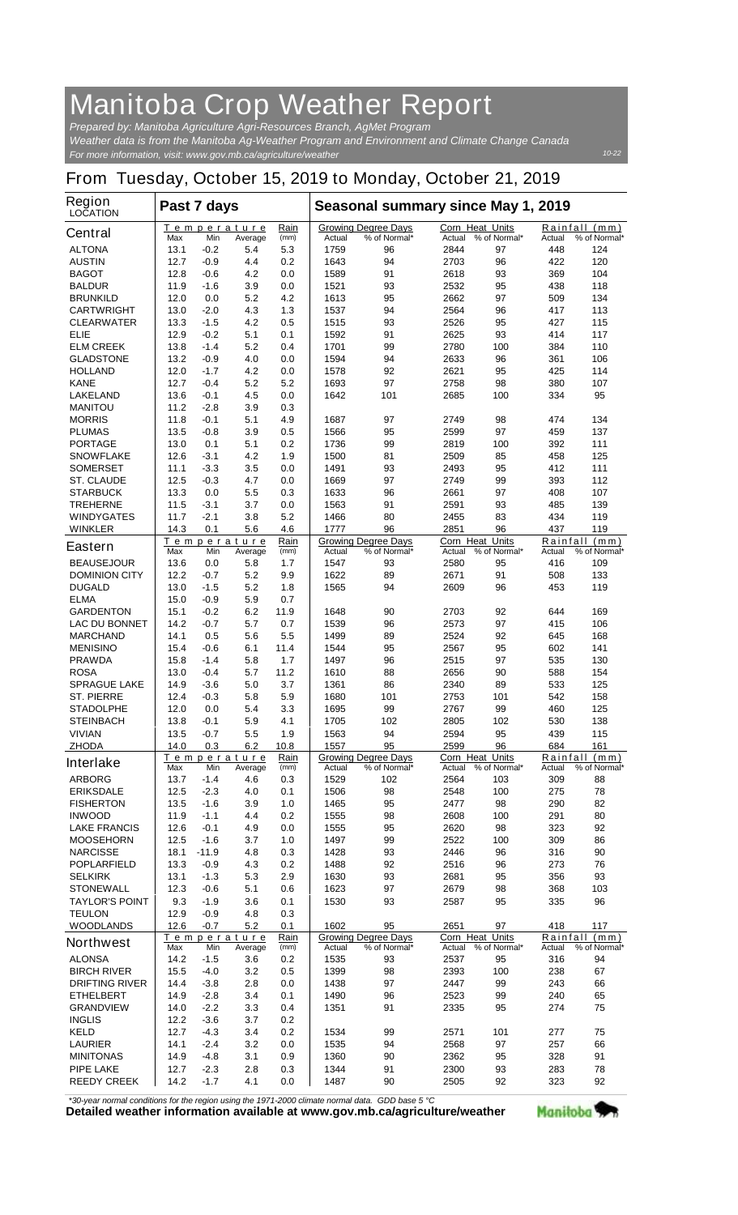# Manitoba Crop Weather Report

*Prepared by: Manitoba Agriculture Agri-Resources Branch, AgMet Program*
*Weather data is from the Manitoba Ag-Weather Program and Environment and Climate Change Canada*
*For more information, visit: www.gov.mb.ca/agriculture/weather*

10-22

## From Tuesday, October 15, 2019 to Monday, October 21, 2019

| Region LOCATION | Past 7 days | | | | Seasonal summary since May 1, 2019 | | | | | |
|---|---|---|---|---|---|---|---|---|---|---|
| | Temperature | | | Rain | Growing Degree Days | | Corn Heat Units | | Rainfall (mm) | |
| **Central** | Max | Min | Average | (mm) | Actual | % of Normal* | Actual | % of Normal* | Actual | % of Normal* |
| ALTONA | 13.1 | -0.2 | 5.4 | 5.3 | 1759 | 96 | 2844 | 97 | 448 | 124 |
| AUSTIN | 12.7 | -0.9 | 4.4 | 0.2 | 1643 | 94 | 2703 | 96 | 422 | 120 |
| BAGOT | 12.8 | -0.6 | 4.2 | 0.0 | 1589 | 91 | 2618 | 93 | 369 | 104 |
| BALDUR | 11.9 | -1.6 | 3.9 | 0.0 | 1521 | 93 | 2532 | 95 | 438 | 118 |
| BRUNKILD | 12.0 | 0.0 | 5.2 | 4.2 | 1613 | 95 | 2662 | 97 | 509 | 134 |
| CARTWRIGHT | 13.0 | -2.0 | 4.3 | 1.3 | 1537 | 94 | 2564 | 96 | 417 | 113 |
| CLEARWATER | 13.3 | -1.5 | 4.2 | 0.5 | 1515 | 93 | 2526 | 95 | 427 | 115 |
| ELIE | 12.9 | -0.2 | 5.1 | 0.1 | 1592 | 91 | 2625 | 93 | 414 | 117 |
| ELM CREEK | 13.8 | -1.4 | 5.2 | 0.4 | 1701 | 99 | 2780 | 100 | 384 | 110 |
| GLADSTONE | 13.2 | -0.9 | 4.0 | 0.0 | 1594 | 94 | 2633 | 96 | 361 | 106 |
| HOLLAND | 12.0 | -1.7 | 4.2 | 0.0 | 1578 | 92 | 2621 | 95 | 425 | 114 |
| KANE | 12.7 | -0.4 | 5.2 | 5.2 | 1693 | 97 | 2758 | 98 | 380 | 107 |
| LAKELAND | 13.6 | -0.1 | 4.5 | 0.0 | 1642 | 101 | 2685 | 100 | 334 | 95 |
| MANITOU | 11.2 | -2.8 | 3.9 | 0.3 | | | | | | |
| MORRIS | 11.8 | -0.1 | 5.1 | 4.9 | 1687 | 97 | 2749 | 98 | 474 | 134 |
| PLUMAS | 13.5 | -0.8 | 3.9 | 0.5 | 1566 | 95 | 2599 | 97 | 459 | 137 |
| PORTAGE | 13.0 | 0.1 | 5.1 | 0.2 | 1736 | 99 | 2819 | 100 | 392 | 111 |
| SNOWFLAKE | 12.6 | -3.1 | 4.2 | 1.9 | 1500 | 81 | 2509 | 85 | 458 | 125 |
| SOMERSET | 11.1 | -3.3 | 3.5 | 0.0 | 1491 | 93 | 2493 | 95 | 412 | 111 |
| ST. CLAUDE | 12.5 | -0.3 | 4.7 | 0.0 | 1669 | 97 | 2749 | 99 | 393 | 112 |
| STARBUCK | 13.3 | 0.0 | 5.5 | 0.3 | 1633 | 96 | 2661 | 97 | 408 | 107 |
| TREHERNE | 11.5 | -3.1 | 3.7 | 0.0 | 1563 | 91 | 2591 | 93 | 485 | 139 |
| WINDYGATES | 11.7 | -2.1 | 3.8 | 5.2 | 1466 | 80 | 2455 | 83 | 434 | 119 |
| WINKLER | 14.3 | 0.1 | 5.6 | 4.6 | 1777 | 96 | 2851 | 96 | 437 | 119 |
| **Eastern** | Max | Min | Average | (mm) | Actual | % of Normal* | Actual | % of Normal* | Actual | % of Normal* |
| BEAUSEJOUR | 13.6 | 0.0 | 5.8 | 1.7 | 1547 | 93 | 2580 | 95 | 416 | 109 |
| DOMINION CITY | 12.2 | -0.7 | 5.2 | 9.9 | 1622 | 89 | 2671 | 91 | 508 | 133 |
| DUGALD | 13.0 | -1.5 | 5.2 | 1.8 | 1565 | 94 | 2609 | 96 | 453 | 119 |
| ELMA | 15.0 | -0.9 | 5.9 | 0.7 | | | | | | |
| GARDENTON | 15.1 | -0.2 | 6.2 | 11.9 | 1648 | 90 | 2703 | 92 | 644 | 169 |
| LAC DU BONNET | 14.2 | -0.7 | 5.7 | 0.7 | 1539 | 96 | 2573 | 97 | 415 | 106 |
| MARCHAND | 14.1 | 0.5 | 5.6 | 5.5 | 1499 | 89 | 2524 | 92 | 645 | 168 |
| MENISINO | 15.4 | -0.6 | 6.1 | 11.4 | 1544 | 95 | 2567 | 95 | 602 | 141 |
| PRAWDA | 15.8 | -1.4 | 5.8 | 1.7 | 1497 | 96 | 2515 | 97 | 535 | 130 |
| ROSA | 13.0 | -0.4 | 5.7 | 11.2 | 1610 | 88 | 2656 | 90 | 588 | 154 |
| SPRAGUE LAKE | 14.9 | -3.6 | 5.0 | 3.7 | 1361 | 86 | 2340 | 89 | 533 | 125 |
| ST. PIERRE | 12.4 | -0.3 | 5.8 | 5.9 | 1680 | 101 | 2753 | 101 | 542 | 158 |
| STADOLPHE | 12.0 | 0.0 | 5.4 | 3.3 | 1695 | 99 | 2767 | 99 | 460 | 125 |
| STEINBACH | 13.8 | -0.1 | 5.9 | 4.1 | 1705 | 102 | 2805 | 102 | 530 | 138 |
| VIVIAN | 13.5 | -0.7 | 5.5 | 1.9 | 1563 | 94 | 2594 | 95 | 439 | 115 |
| ZHODA | 14.0 | 0.3 | 6.2 | 10.8 | 1557 | 95 | 2599 | 96 | 684 | 161 |
| **Interlake** | Max | Min | Average | (mm) | Actual | % of Normal* | Actual | % of Normal* | Actual | % of Normal* |
| ARBORG | 13.7 | -1.4 | 4.6 | 0.3 | 1529 | 102 | 2564 | 103 | 309 | 88 |
| ERIKSDALE | 12.5 | -2.3 | 4.0 | 0.1 | 1506 | 98 | 2548 | 100 | 275 | 78 |
| FISHERTON | 13.5 | -1.6 | 3.9 | 1.0 | 1465 | 95 | 2477 | 98 | 290 | 82 |
| INWOOD | 11.9 | -1.1 | 4.4 | 0.2 | 1555 | 98 | 2608 | 100 | 291 | 80 |
| LAKE FRANCIS | 12.6 | -0.1 | 4.9 | 0.0 | 1555 | 95 | 2620 | 98 | 323 | 92 |
| MOOSEHORN | 12.5 | -1.6 | 3.7 | 1.0 | 1497 | 99 | 2522 | 100 | 309 | 86 |
| NARCISSE | 18.1 | -11.9 | 4.8 | 0.3 | 1428 | 93 | 2446 | 96 | 316 | 90 |
| POPLARFIELD | 13.3 | -0.9 | 4.3 | 0.2 | 1488 | 92 | 2516 | 96 | 273 | 76 |
| SELKIRK | 13.1 | -1.3 | 5.3 | 2.9 | 1630 | 93 | 2681 | 95 | 356 | 93 |
| STONEWALL | 12.3 | -0.6 | 5.1 | 0.6 | 1623 | 97 | 2679 | 98 | 368 | 103 |
| TAYLOR'S POINT | 9.3 | -1.9 | 3.6 | 0.1 | 1530 | 93 | 2587 | 95 | 335 | 96 |
| TEULON | 12.9 | -0.9 | 4.8 | 0.3 | | | | | | |
| WOODLANDS | 12.6 | -0.7 | 5.2 | 0.1 | 1602 | 95 | 2651 | 97 | 418 | 117 |
| **Northwest** | Max | Min | Average | (mm) | Actual | % of Normal* | Actual | % of Normal* | Actual | % of Normal* |
| ALONSA | 14.2 | -1.5 | 3.6 | 0.2 | 1535 | 93 | 2537 | 95 | 316 | 94 |
| BIRCH RIVER | 15.5 | -4.0 | 3.2 | 0.5 | 1399 | 98 | 2393 | 100 | 238 | 67 |
| DRIFTING RIVER | 14.4 | -3.8 | 2.8 | 0.0 | 1438 | 97 | 2447 | 99 | 243 | 66 |
| ETHELBERT | 14.9 | -2.8 | 3.4 | 0.1 | 1490 | 96 | 2523 | 99 | 240 | 65 |
| GRANDVIEW | 14.0 | -2.2 | 3.3 | 0.4 | 1351 | 91 | 2335 | 95 | 274 | 75 |
| INGLIS | 12.2 | -3.6 | 3.7 | 0.2 | | | | | | |
| KELD | 12.7 | -4.3 | 3.4 | 0.2 | 1534 | 99 | 2571 | 101 | 277 | 75 |
| LAURIER | 14.1 | -2.4 | 3.2 | 0.0 | 1535 | 94 | 2568 | 97 | 257 | 66 |
| MINITONAS | 14.9 | -4.8 | 3.1 | 0.9 | 1360 | 90 | 2362 | 95 | 328 | 91 |
| PIPE LAKE | 12.7 | -2.3 | 2.8 | 0.3 | 1344 | 91 | 2300 | 93 | 283 | 78 |
| REEDY CREEK | 14.2 | -1.7 | 4.1 | 0.0 | 1487 | 90 | 2505 | 92 | 323 | 92 |

*\*30-year normal conditions for the region using the 1971-2000 climate normal data. GDD base 5 °C*

**Detailed weather information available at www.gov.mb.ca/agriculture/weather**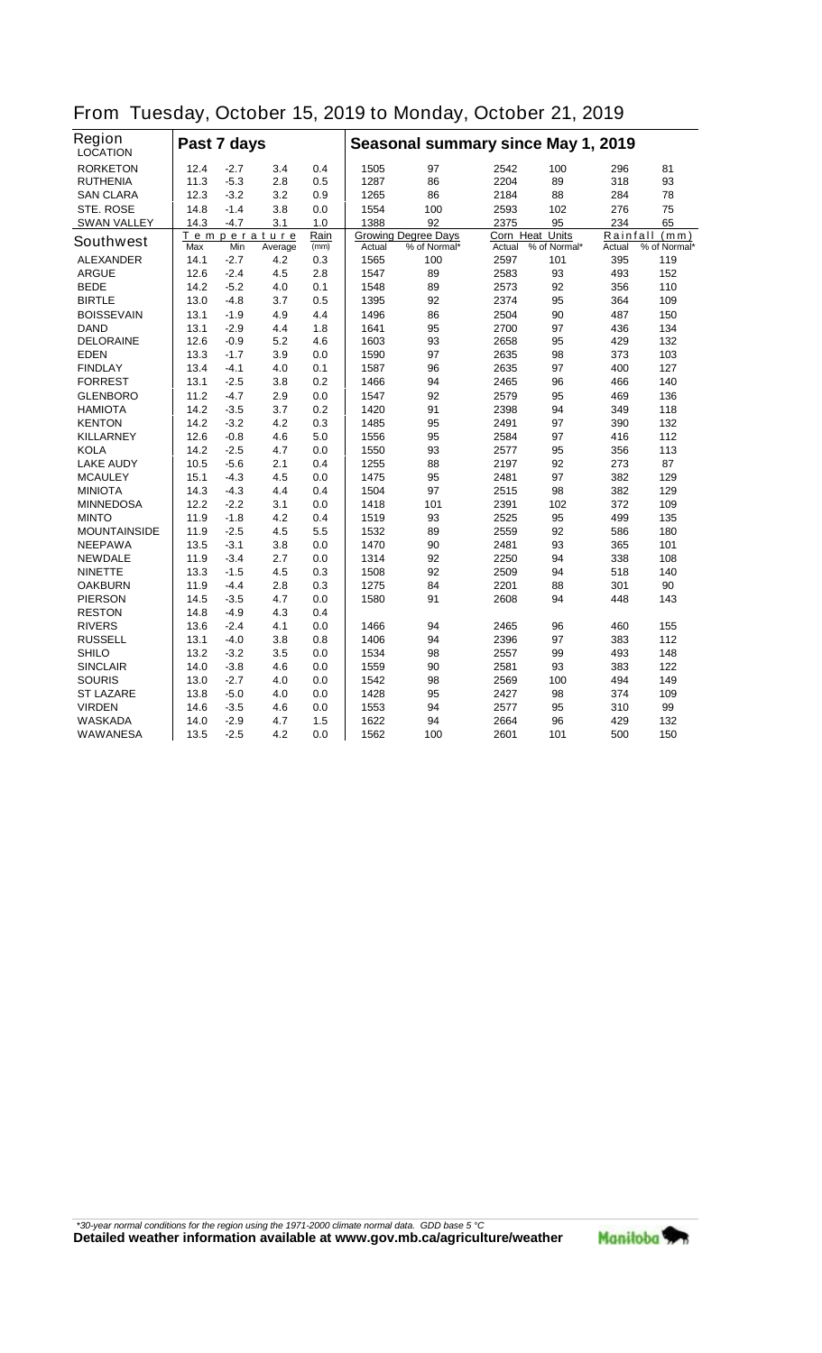# From Tuesday, October 15, 2019 to Monday, October 21, 2019

| Region LOCATION | Past 7 days | | | | Seasonal summary since May 1, 2019 | | | | | |
|---|---|---|---|---|---|---|---|---|---|---|
| RORKETON | 12.4 | -2.7 | 3.4 | 0.4 | 1505 | 97 | 2542 | 100 | 296 | 81 |
| RUTHENIA | 11.3 | -5.3 | 2.8 | 0.5 | 1287 | 86 | 2204 | 89 | 318 | 93 |
| SAN CLARA | 12.3 | -3.2 | 3.2 | 0.9 | 1265 | 86 | 2184 | 88 | 284 | 78 |
| STE. ROSE | 14.8 | -1.4 | 3.8 | 0.0 | 1554 | 100 | 2593 | 102 | 276 | 75 |
| SWAN VALLEY | 14.3 | -4.7 | 3.1 | 1.0 | 1388 | 92 | 2375 | 95 | 234 | 65 |
| **Southwest** | Temperature | | | Rain | Growing Degree Days | | Corn Heat Units | | Rainfall (mm) | |
| | Max | Min | Average | (mm) | Actual | % of Normal* | Actual | % of Normal* | Actual | % of Normal* |
| ALEXANDER | 14.1 | -2.7 | 4.2 | 0.3 | 1565 | 100 | 2597 | 101 | 395 | 119 |
| ARGUE | 12.6 | -2.4 | 4.5 | 2.8 | 1547 | 89 | 2583 | 93 | 493 | 152 |
| BEDE | 14.2 | -5.2 | 4.0 | 0.1 | 1548 | 89 | 2573 | 92 | 356 | 110 |
| BIRTLE | 13.0 | -4.8 | 3.7 | 0.5 | 1395 | 92 | 2374 | 95 | 364 | 109 |
| BOISSEVAIN | 13.1 | -1.9 | 4.9 | 4.4 | 1496 | 86 | 2504 | 90 | 487 | 150 |
| DAND | 13.1 | -2.9 | 4.4 | 1.8 | 1641 | 95 | 2700 | 97 | 436 | 134 |
| DELORAINE | 12.6 | -0.9 | 5.2 | 4.6 | 1603 | 93 | 2658 | 95 | 429 | 132 |
| EDEN | 13.3 | -1.7 | 3.9 | 0.0 | 1590 | 97 | 2635 | 98 | 373 | 103 |
| FINDLAY | 13.4 | -4.1 | 4.0 | 0.1 | 1587 | 96 | 2635 | 97 | 400 | 127 |
| FORREST | 13.1 | -2.5 | 3.8 | 0.2 | 1466 | 94 | 2465 | 96 | 466 | 140 |
| GLENBORO | 11.2 | -4.7 | 2.9 | 0.0 | 1547 | 92 | 2579 | 95 | 469 | 136 |
| HAMIOTA | 14.2 | -3.5 | 3.7 | 0.2 | 1420 | 91 | 2398 | 94 | 349 | 118 |
| KENTON | 14.2 | -3.2 | 4.2 | 0.3 | 1485 | 95 | 2491 | 97 | 390 | 132 |
| KILLARNEY | 12.6 | -0.8 | 4.6 | 5.0 | 1556 | 95 | 2584 | 97 | 416 | 112 |
| KOLA | 14.2 | -2.5 | 4.7 | 0.0 | 1550 | 93 | 2577 | 95 | 356 | 113 |
| LAKE AUDY | 10.5 | -5.6 | 2.1 | 0.4 | 1255 | 88 | 2197 | 92 | 273 | 87 |
| MCAULEY | 15.1 | -4.3 | 4.5 | 0.0 | 1475 | 95 | 2481 | 97 | 382 | 129 |
| MINIOTA | 14.3 | -4.3 | 4.4 | 0.4 | 1504 | 97 | 2515 | 98 | 382 | 129 |
| MINNEDOSA | 12.2 | -2.2 | 3.1 | 0.0 | 1418 | 101 | 2391 | 102 | 372 | 109 |
| MINTO | 11.9 | -1.8 | 4.2 | 0.4 | 1519 | 93 | 2525 | 95 | 499 | 135 |
| MOUNTAINSIDE | 11.9 | -2.5 | 4.5 | 5.5 | 1532 | 89 | 2559 | 92 | 586 | 180 |
| NEEPAWA | 13.5 | -3.1 | 3.8 | 0.0 | 1470 | 90 | 2481 | 93 | 365 | 101 |
| NEWDALE | 11.9 | -3.4 | 2.7 | 0.0 | 1314 | 92 | 2250 | 94 | 338 | 108 |
| NINETTE | 13.3 | -1.5 | 4.5 | 0.3 | 1508 | 92 | 2509 | 94 | 518 | 140 |
| OAKBURN | 11.9 | -4.4 | 2.8 | 0.3 | 1275 | 84 | 2201 | 88 | 301 | 90 |
| PIERSON | 14.5 | -3.5 | 4.7 | 0.0 | 1580 | 91 | 2608 | 94 | 448 | 143 |
| RESTON | 14.8 | -4.9 | 4.3 | 0.4 | | | | | | |
| RIVERS | 13.6 | -2.4 | 4.1 | 0.0 | 1466 | 94 | 2465 | 96 | 460 | 155 |
| RUSSELL | 13.1 | -4.0 | 3.8 | 0.8 | 1406 | 94 | 2396 | 97 | 383 | 112 |
| SHILO | 13.2 | -3.2 | 3.5 | 0.0 | 1534 | 98 | 2557 | 99 | 493 | 148 |
| SINCLAIR | 14.0 | -3.8 | 4.6 | 0.0 | 1559 | 90 | 2581 | 93 | 383 | 122 |
| SOURIS | 13.0 | -2.7 | 4.0 | 0.0 | 1542 | 98 | 2569 | 100 | 494 | 149 |
| ST LAZARE | 13.8 | -5.0 | 4.0 | 0.0 | 1428 | 95 | 2427 | 98 | 374 | 109 |
| VIRDEN | 14.6 | -3.5 | 4.6 | 0.0 | 1553 | 94 | 2577 | 95 | 310 | 99 |
| WASKADA | 14.0 | -2.9 | 4.7 | 1.5 | 1622 | 94 | 2664 | 96 | 429 | 132 |
| WAWANESA | 13.5 | -2.5 | 4.2 | 0.0 | 1562 | 100 | 2601 | 101 | 500 | 150 |

*30-year normal conditions for the region using the 1971-2000 climate normal data. GDD base 5 °C

**Detailed weather information available at www.gov.mb.ca/agriculture/weather**